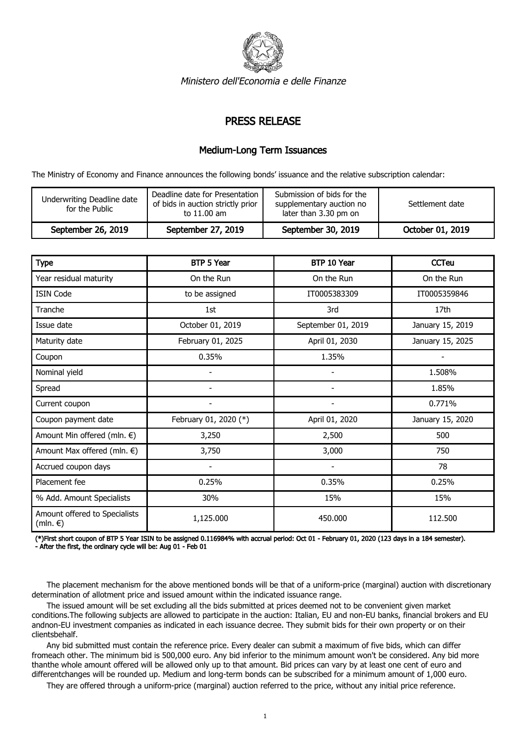*Ministero dell'Economia e delle Finanze*

# PRESS RELEASE

## Medium-Long Term Issuances

The Ministry of Economy and Finance announces the following bonds' issuance and the relative subscription calendar:

| Underwriting Deadline date for the Public | Deadline date for Presentation of bids in auction strictly prior to 11.00 am | Submission of bids for the supplementary auction no later than 3.30 pm on | Settlement date |
|---|---|---|---|
| **September 26, 2019** | **September 27, 2019** | **September 30, 2019** | **October 01, 2019** |

| Type | BTP 5 Year | BTP 10 Year | CCTeu |
|---|---|---|---|
| Year residual maturity | On the Run | On the Run | On the Run |
| ISIN Code | to be assigned | IT0005383309 | IT0005359846 |
| Tranche | 1st | 3rd | 17th |
| Issue date | October 01, 2019 | September 01, 2019 | January 15, 2019 |
| Maturity date | February 01, 2025 | April 01, 2030 | January 15, 2025 |
| Coupon | 0.35% | 1.35% | - |
| Nominal yield | - | - | 1.508% |
| Spread | - | - | 1.85% |
| Current coupon | - | - | 0.771% |
| Coupon payment date | February 01, 2020 (*) | April 01, 2020 | January 15, 2020 |
| Amount Min offered (mln. €) | 3,250 | 2,500 | 500 |
| Amount Max offered (mln. €) | 3,750 | 3,000 | 750 |
| Accrued coupon days | - | - | 78 |
| Placement fee | 0.25% | 0.35% | 0.25% |
| % Add. Amount Specialists | 30% | 15% | 15% |
| Amount offered to Specialists (mln. €) | 1,125.000 | 450.000 | 112.500 |

**(*)First short coupon of BTP 5 Year ISIN to be assigned 0.116984% with accrual period: Oct 01 - February 01, 2020 (123 days in a 184 semester).**
**- After the first, the ordinary cycle will be: Aug 01 - Feb 01**

The placement mechanism for the above mentioned bonds will be that of a uniform-price (marginal) auction with discretionary determination of allotment price and issued amount within the indicated issuance range.

The issued amount will be set excluding all the bids submitted at prices deemed not to be convenient given market conditions.The following subjects are allowed to participate in the auction: Italian, EU and non-EU banks, financial brokers and EU andnon-EU investment companies as indicated in each issuance decree. They submit bids for their own property or on their clientsbehalf.

Any bid submitted must contain the reference price. Every dealer can submit a maximum of five bids, which can differ fromeach other. The minimum bid is 500,000 euro. Any bid inferior to the minimum amount won't be considered. Any bid more thanthe whole amount offered will be allowed only up to that amount. Bid prices can vary by at least one cent of euro and differentchanges will be rounded up. Medium and long-term bonds can be subscribed for a minimum amount of 1,000 euro.

They are offered through a uniform-price (marginal) auction referred to the price, without any initial price reference.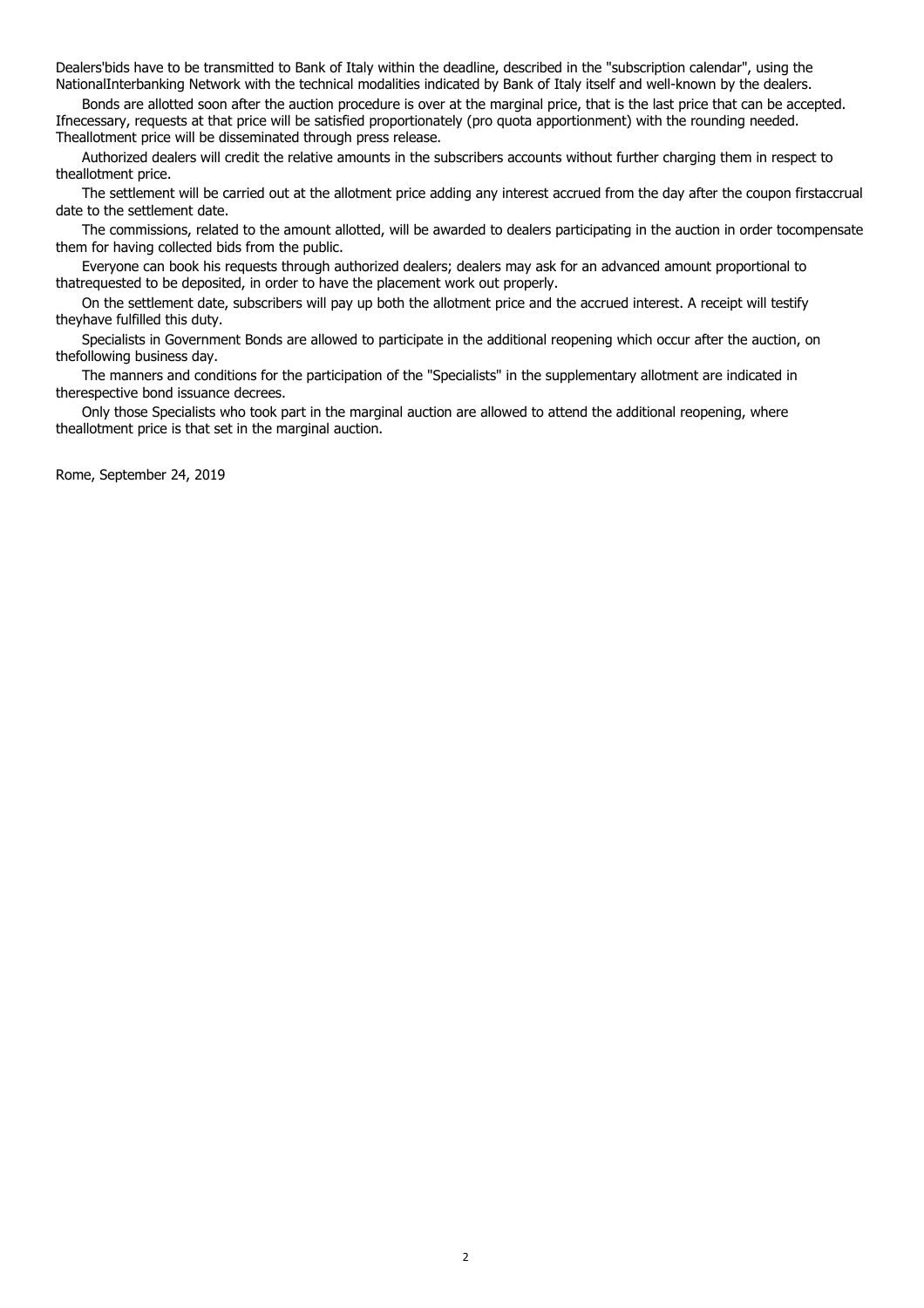Dealers'bids have to be transmitted to Bank of Italy within the deadline, described in the "subscription calendar", using the NationalInterbanking Network with the technical modalities indicated by Bank of Italy itself and well-known by the dealers.

Bonds are allotted soon after the auction procedure is over at the marginal price, that is the last price that can be accepted. Ifnecessary, requests at that price will be satisfied proportionately (pro quota apportionment) with the rounding needed. Theallotment price will be disseminated through press release.

Authorized dealers will credit the relative amounts in the subscribers accounts without further charging them in respect to theallotment price.

The settlement will be carried out at the allotment price adding any interest accrued from the day after the coupon firstaccrual date to the settlement date.

The commissions, related to the amount allotted, will be awarded to dealers participating in the auction in order tocompensate them for having collected bids from the public.

Everyone can book his requests through authorized dealers; dealers may ask for an advanced amount proportional to thatrequested to be deposited, in order to have the placement work out properly.

On the settlement date, subscribers will pay up both the allotment price and the accrued interest. A receipt will testify theyhave fulfilled this duty.

Specialists in Government Bonds are allowed to participate in the additional reopening which occur after the auction, on thefollowing business day.

The manners and conditions for the participation of the "Specialists" in the supplementary allotment are indicated in therespective bond issuance decrees.

Only those Specialists who took part in the marginal auction are allowed to attend the additional reopening, where theallotment price is that set in the marginal auction.

Rome, September 24, 2019